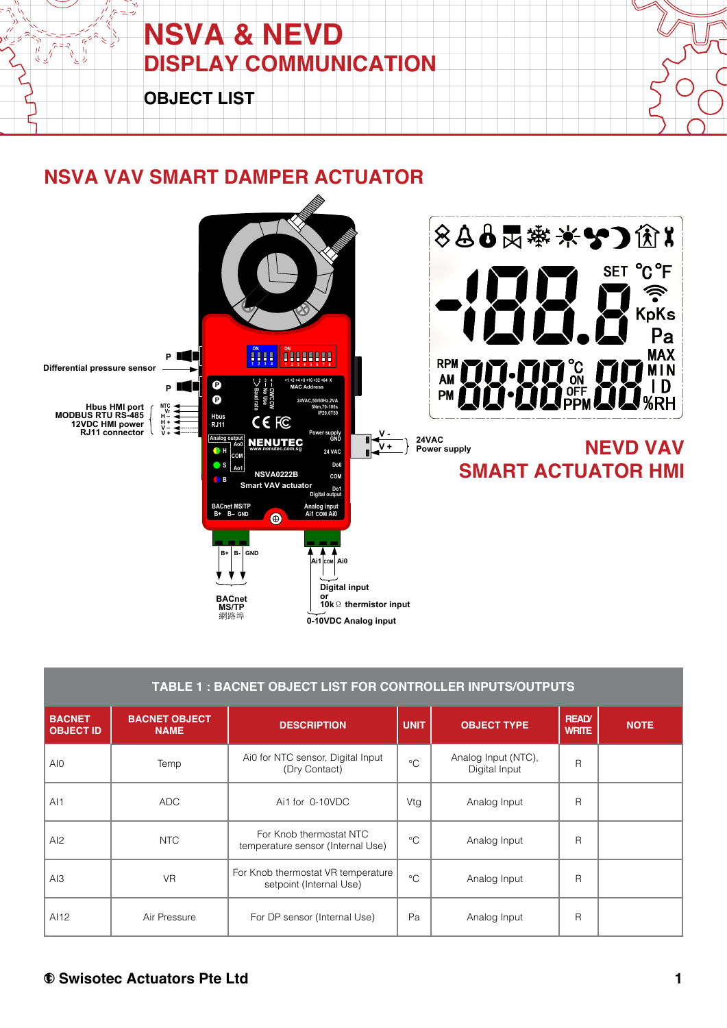# NSVA & NEVD
## DISPLAY COMMUNICATION
### OBJECT LIST

## NSVA VAV SMART DAMPER ACTUATOR

Differential pressure sensor

Hbus HMI port
MODBUS RTU RS-485
12VDC HMI power
RJ11 connector

24VAC
Power supply

BACnet
MS/TP
網路埠

Digital input
or
10kΩ thermistor input
0-10VDC Analog input

## NEVD VAV SMART ACTUATOR HMI

| TABLE 1 : BACNET OBJECT LIST FOR CONTROLLER INPUTS/OUTPUTS | | | | | | |
|---|---|---|---|---|---|---|
| **BACNET OBJECT ID** | **BACNET OBJECT NAME** | **DESCRIPTION** | **UNIT** | **OBJECT TYPE** | **READ/ WRITE** | **NOTE** |
| AI0 | Temp | Ai0 for NTC sensor, Digital Input (Dry Contact) | °C | Analog Input (NTC), Digital Input | R | |
| AI1 | ADC | Ai1 for 0-10VDC | Vtg | Analog Input | R | |
| AI2 | NTC | For Knob thermostat NTC temperature sensor (Internal Use) | °C | Analog Input | R | |
| AI3 | VR | For Knob thermostat VR temperature setpoint (Internal Use) | °C | Analog Input | R | |
| AI12 | Air Pressure | For DP sensor (Internal Use) | Pa | Analog Input | R | |

© Swisotec Actuators Pte Ltd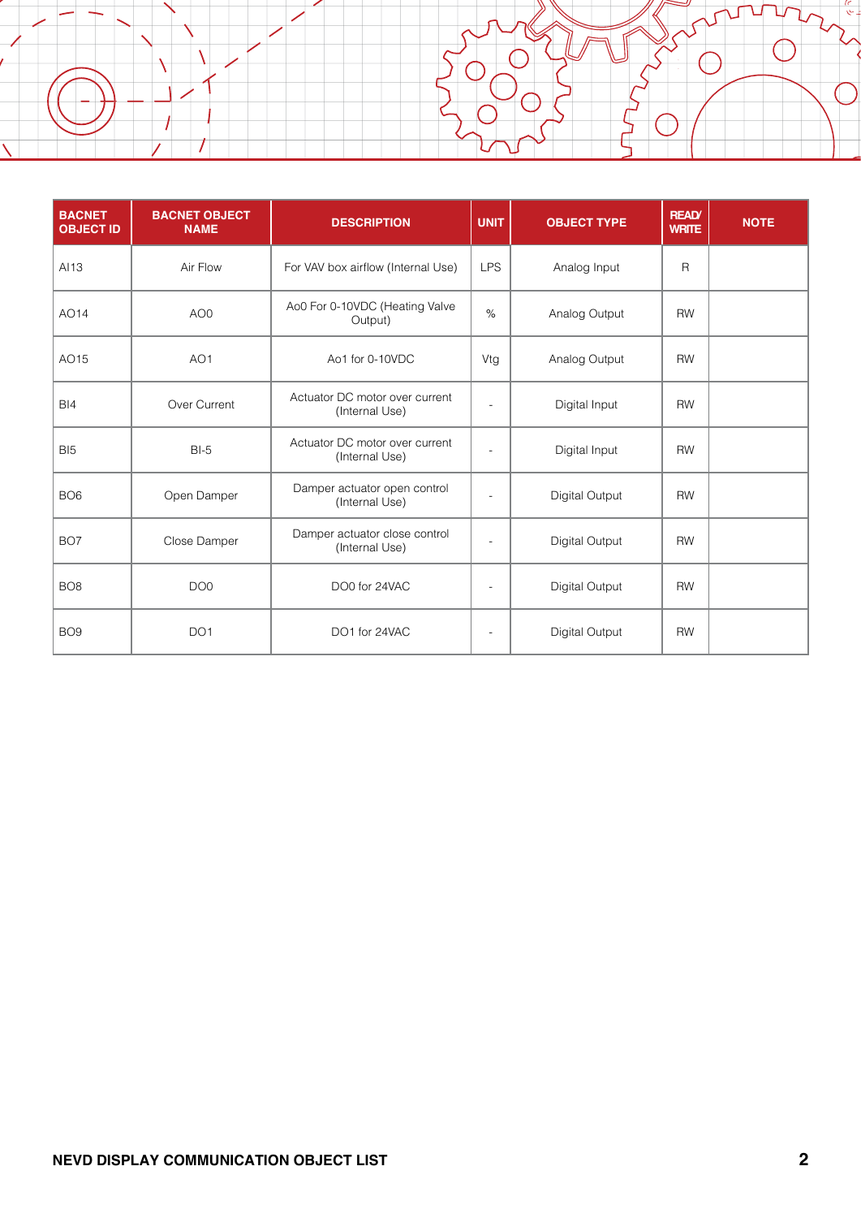| BACNET OBJECT ID | BACNET OBJECT NAME | DESCRIPTION | UNIT | OBJECT TYPE | READ/ WRITE | NOTE |
|---|---|---|---|---|---|---|
| AI13 | Air Flow | For VAV box airflow (Internal Use) | LPS | Analog Input | R | |
| AO14 | AO0 | Ao0 For 0-10VDC (Heating Valve Output) | % | Analog Output | RW | |
| AO15 | AO1 | Ao1 for 0-10VDC | Vtg | Analog Output | RW | |
| BI4 | Over Current | Actuator DC motor over current (Internal Use) | - | Digital Input | RW | |
| BI5 | BI-5 | Actuator DC motor over current (Internal Use) | - | Digital Input | RW | |
| BO6 | Open Damper | Damper actuator open control (Internal Use) | - | Digital Output | RW | |
| BO7 | Close Damper | Damper actuator close control (Internal Use) | - | Digital Output | RW | |
| BO8 | DO0 | DO0 for 24VAC | - | Digital Output | RW | |
| BO9 | DO1 | DO1 for 24VAC | - | Digital Output | RW | |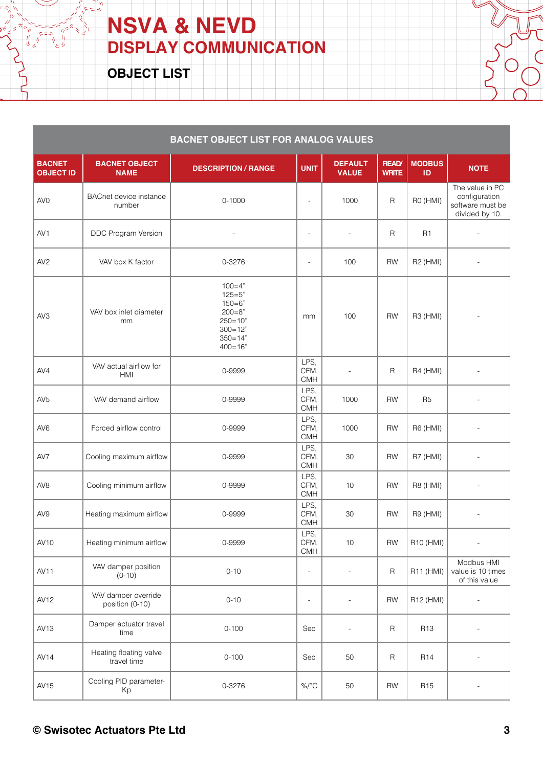# NSVA & NEVD
## DISPLAY COMMUNICATION

### OBJECT LIST

| BACNET OBJECT LIST FOR ANALOG VALUES | | | | | | | |
|---|---|---|---|---|---|---|---|
| **BACNET OBJECT ID** | **BACNET OBJECT NAME** | **DESCRIPTION / RANGE** | **UNIT** | **DEFAULT VALUE** | **READ/ WRITE** | **MODBUS ID** | **NOTE** |
| AV0 | BACnet device instance number | 0-1000 | - | 1000 | R | R0 (HMI) | The value in PC configuration software must be divided by 10. |
| AV1 | DDC Program Version | - | - | - | R | R1 | - |
| AV2 | VAV box K factor | 0-3276 | - | 100 | RW | R2 (HMI) | - |
| AV3 | VAV box inlet diameter mm | 100=4"<br>125=5"<br>150=6"<br>200=8"<br>250=10"<br>300=12"<br>350=14"<br>400=16" | mm | 100 | RW | R3 (HMI) | - |
| AV4 | VAV actual airflow for HMI | 0-9999 | LPS, CFM, CMH | - | R | R4 (HMI) | - |
| AV5 | VAV demand airflow | 0-9999 | LPS, CFM, CMH | 1000 | RW | R5 | - |
| AV6 | Forced airflow control | 0-9999 | LPS, CFM, CMH | 1000 | RW | R6 (HMI) | - |
| AV7 | Cooling maximum airflow | 0-9999 | LPS, CFM, CMH | 30 | RW | R7 (HMI) | - |
| AV8 | Cooling minimum airflow | 0-9999 | LPS, CFM, CMH | 10 | RW | R8 (HMI) | - |
| AV9 | Heating maximum airflow | 0-9999 | LPS, CFM, CMH | 30 | RW | R9 (HMI) | - |
| AV10 | Heating minimum airflow | 0-9999 | LPS, CFM, CMH | 10 | RW | R10 (HMI) | - |
| AV11 | VAV damper position (0-10) | 0-10 | - | - | R | R11 (HMI) | Modbus HMI value is 10 times of this value |
| AV12 | VAV damper override position (0-10) | 0-10 | - | - | RW | R12 (HMI) | - |
| AV13 | Damper actuator travel time | 0-100 | Sec | - | R | R13 | - |
| AV14 | Heating floating valve travel time | 0-100 | Sec | 50 | R | R14 | - |
| AV15 | Cooling PID parameter-Kp | 0-3276 | %/°C | 50 | RW | R15 | - |

**© Swisotec Actuators Pte Ltd**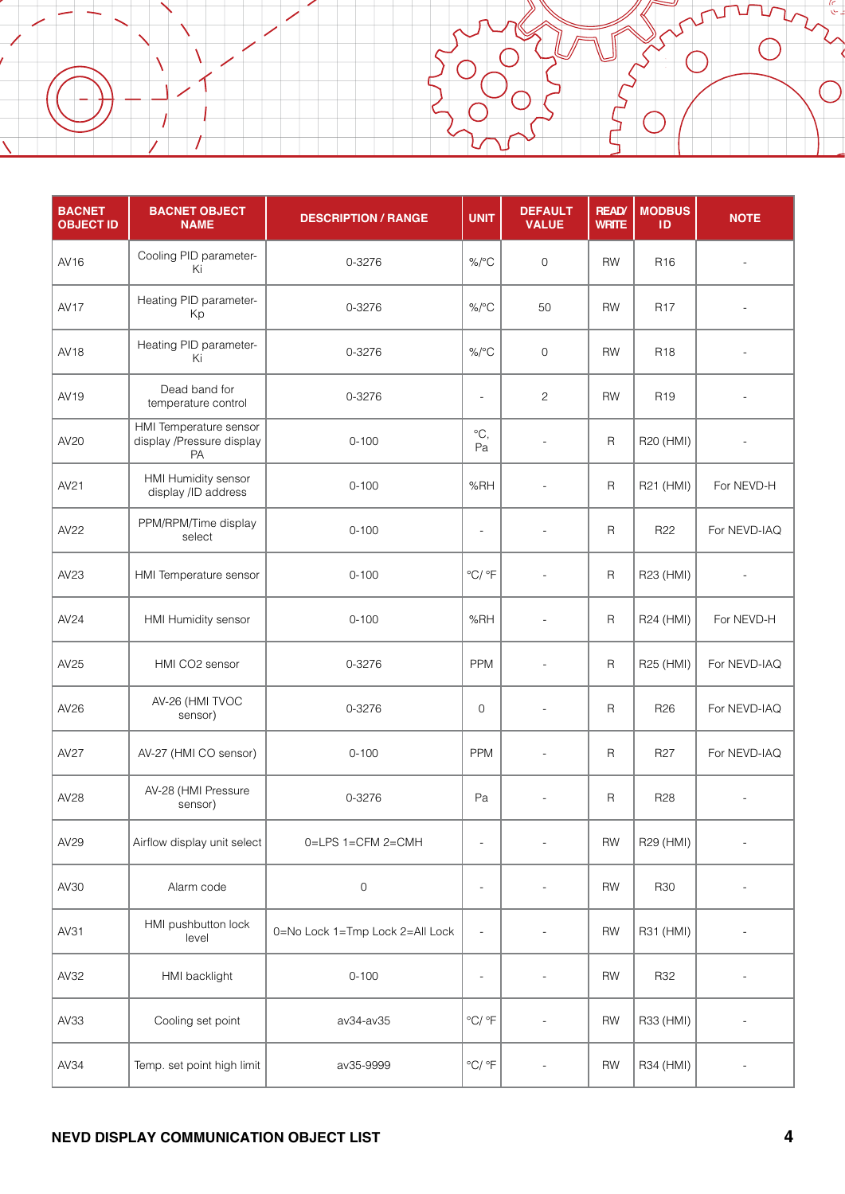| BACNET OBJECT ID | BACNET OBJECT NAME | DESCRIPTION / RANGE | UNIT | DEFAULT VALUE | READ/ WRITE | MODBUS ID | NOTE |
|---|---|---|---|---|---|---|---|
| AV16 | Cooling PID parameter-Ki | 0-3276 | %/°C | 0 | RW | R16 | - |
| AV17 | Heating PID parameter-Kp | 0-3276 | %/°C | 50 | RW | R17 | - |
| AV18 | Heating PID parameter-Ki | 0-3276 | %/°C | 0 | RW | R18 | - |
| AV19 | Dead band for temperature control | 0-3276 | - | 2 | RW | R19 | - |
| AV20 | HMI Temperature sensor display /Pressure display PA | 0-100 | °C, Pa | - | R | R20 (HMI) | - |
| AV21 | HMI Humidity sensor display /ID address | 0-100 | %RH | - | R | R21 (HMI) | For NEVD-H |
| AV22 | PPM/RPM/Time display select | 0-100 | - | - | R | R22 | For NEVD-IAQ |
| AV23 | HMI Temperature sensor | 0-100 | °C/ °F | - | R | R23 (HMI) | - |
| AV24 | HMI Humidity sensor | 0-100 | %RH | - | R | R24 (HMI) | For NEVD-H |
| AV25 | HMI CO2 sensor | 0-3276 | PPM | - | R | R25 (HMI) | For NEVD-IAQ |
| AV26 | AV-26 (HMI TVOC sensor) | 0-3276 | 0 | - | R | R26 | For NEVD-IAQ |
| AV27 | AV-27 (HMI CO sensor) | 0-100 | PPM | - | R | R27 | For NEVD-IAQ |
| AV28 | AV-28 (HMI Pressure sensor) | 0-3276 | Pa | - | R | R28 | - |
| AV29 | Airflow display unit select | 0=LPS 1=CFM 2=CMH | - | - | RW | R29 (HMI) | - |
| AV30 | Alarm code | 0 | - | - | RW | R30 | - |
| AV31 | HMI pushbutton lock level | 0=No Lock 1=Tmp Lock 2=All Lock | - | - | RW | R31 (HMI) | - |
| AV32 | HMI backlight | 0-100 | - | - | RW | R32 | - |
| AV33 | Cooling set point | av34-av35 | °C/ °F | - | RW | R33 (HMI) | - |
| AV34 | Temp. set point high limit | av35-9999 | °C/ °F | - | RW | R34 (HMI) | - |

**NEVD DISPLAY COMMUNICATION OBJECT LIST**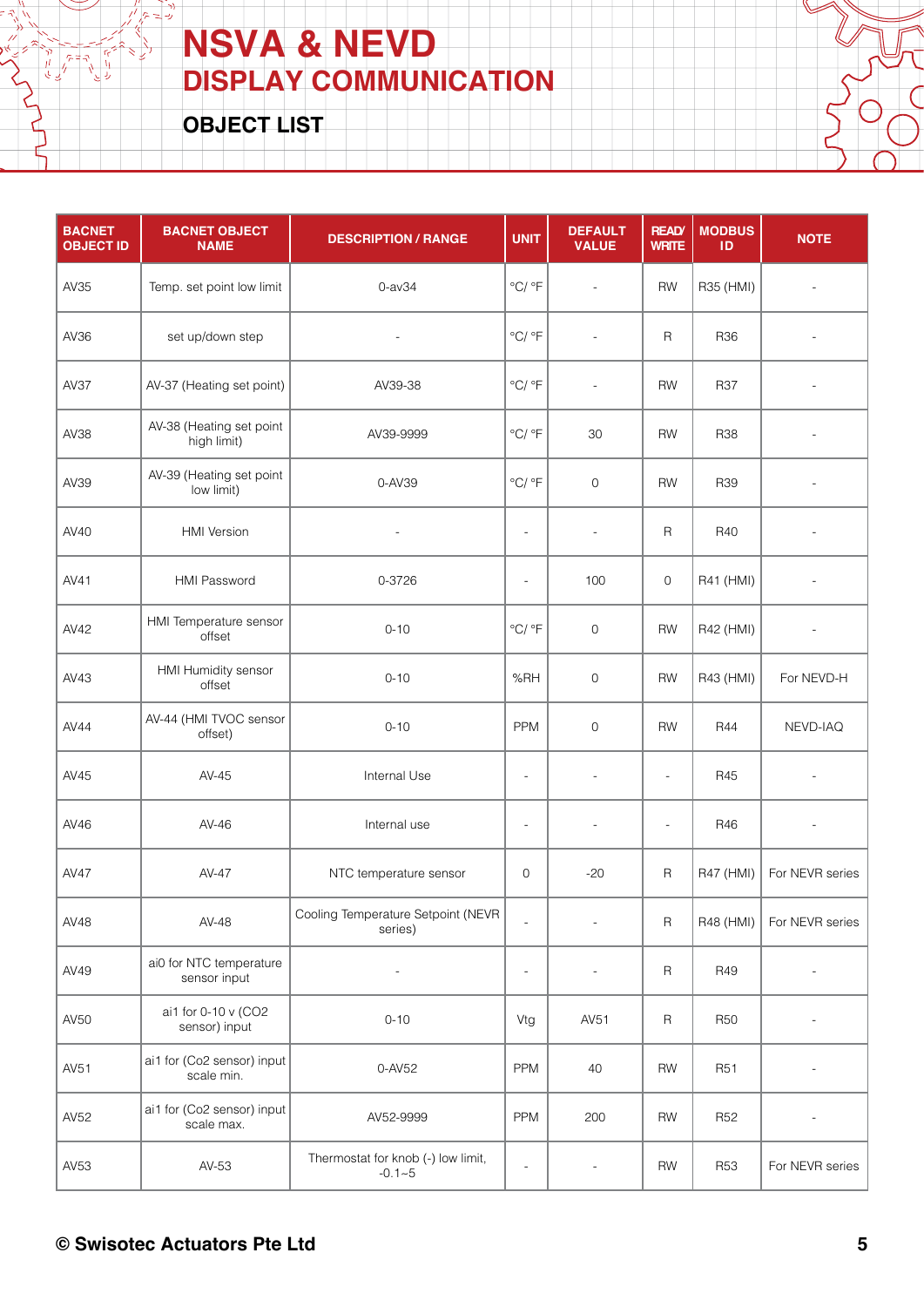# NSVA & NEVD

## DISPLAY COMMUNICATION

### OBJECT LIST

| BACNET OBJECT ID | BACNET OBJECT NAME | DESCRIPTION / RANGE | UNIT | DEFAULT VALUE | READ/ WRITE | MODBUS ID | NOTE |
|---|---|---|---|---|---|---|---|
| AV35 | Temp. set point low limit | 0-av34 | °C/ °F | - | RW | R35 (HMI) | - |
| AV36 | set up/down step | - | °C/ °F | - | R | R36 | - |
| AV37 | AV-37 (Heating set point) | AV39-38 | °C/ °F | - | RW | R37 | - |
| AV38 | AV-38 (Heating set point high limit) | AV39-9999 | °C/ °F | 30 | RW | R38 | - |
| AV39 | AV-39 (Heating set point low limit) | 0-AV39 | °C/ °F | 0 | RW | R39 | - |
| AV40 | HMI Version | - | - | - | R | R40 | - |
| AV41 | HMI Password | 0-3726 | - | 100 | 0 | R41 (HMI) | - |
| AV42 | HMI Temperature sensor offset | 0-10 | °C/ °F | 0 | RW | R42 (HMI) | - |
| AV43 | HMI Humidity sensor offset | 0-10 | %RH | 0 | RW | R43 (HMI) | For NEVD-H |
| AV44 | AV-44 (HMI TVOC sensor offset) | 0-10 | PPM | 0 | RW | R44 | NEVD-IAQ |
| AV45 | AV-45 | Internal Use | - | - | - | R45 | - |
| AV46 | AV-46 | Internal use | - | - | - | R46 | - |
| AV47 | AV-47 | NTC temperature sensor | 0 | -20 | R | R47 (HMI) | For NEVR series |
| AV48 | AV-48 | Cooling Temperature Setpoint (NEVR series) | - | - | R | R48 (HMI) | For NEVR series |
| AV49 | ai0 for NTC temperature sensor input | - | - | - | R | R49 | - |
| AV50 | ai1 for 0-10 v (CO2 sensor) input | 0-10 | Vtg | AV51 | R | R50 | - |
| AV51 | ai1 for (Co2 sensor) input scale min. | 0-AV52 | PPM | 40 | RW | R51 | - |
| AV52 | ai1 for (Co2 sensor) input scale max. | AV52-9999 | PPM | 200 | RW | R52 | - |
| AV53 | AV-53 | Thermostat for knob (-) low limit, -0.1~5 | - | - | RW | R53 | For NEVR series |

© Swisotec Actuators Pte Ltd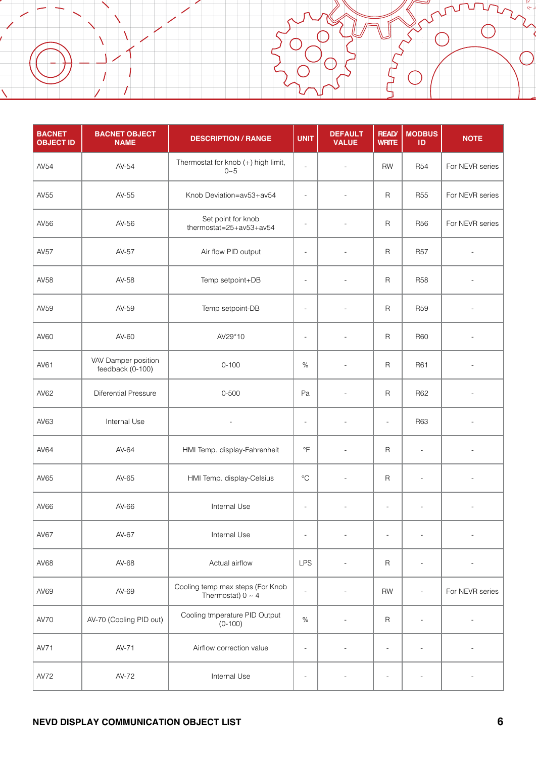| BACNET OBJECT ID | BACNET OBJECT NAME | DESCRIPTION / RANGE | UNIT | DEFAULT VALUE | READ/ WRITE | MODBUS ID | NOTE |
|---|---|---|---|---|---|---|---|
| AV54 | AV-54 | Thermostat for knob (+) high limit, 0~5 | - | - | RW | R54 | For NEVR series |
| AV55 | AV-55 | Knob Deviation=av53+av54 | - | - | R | R55 | For NEVR series |
| AV56 | AV-56 | Set point for knob thermostat=25+av53+av54 | - | - | R | R56 | For NEVR series |
| AV57 | AV-57 | Air flow PID output | - | - | R | R57 | - |
| AV58 | AV-58 | Temp setpoint+DB | - | - | R | R58 | - |
| AV59 | AV-59 | Temp setpoint-DB | - | - | R | R59 | - |
| AV60 | AV-60 | AV29*10 | - | - | R | R60 | - |
| AV61 | VAV Damper position feedback (0-100) | 0-100 | % | - | R | R61 | - |
| AV62 | Diferential Pressure | 0-500 | Pa | - | R | R62 | - |
| AV63 | Internal Use | - | - | - | - | R63 | - |
| AV64 | AV-64 | HMI Temp. display-Fahrenheit | °F | - | R | - | - |
| AV65 | AV-65 | HMI Temp. display-Celsius | °C | - | R | - | - |
| AV66 | AV-66 | Internal Use | - | - | - | - | - |
| AV67 | AV-67 | Internal Use | - | - | - | - | - |
| AV68 | AV-68 | Actual airflow | LPS | - | R | - | - |
| AV69 | AV-69 | Cooling temp max steps (For Knob Thermostat) 0 ~ 4 | - | - | RW | - | For NEVR series |
| AV70 | AV-70 (Cooling PID out) | Cooling tmperature PID Output (0-100) | % | - | R | - | - |
| AV71 | AV-71 | Airflow correction value | - | - | - | - | - |
| AV72 | AV-72 | Internal Use | - | - | - | - | - |

**NEVD DISPLAY COMMUNICATION OBJECT LIST**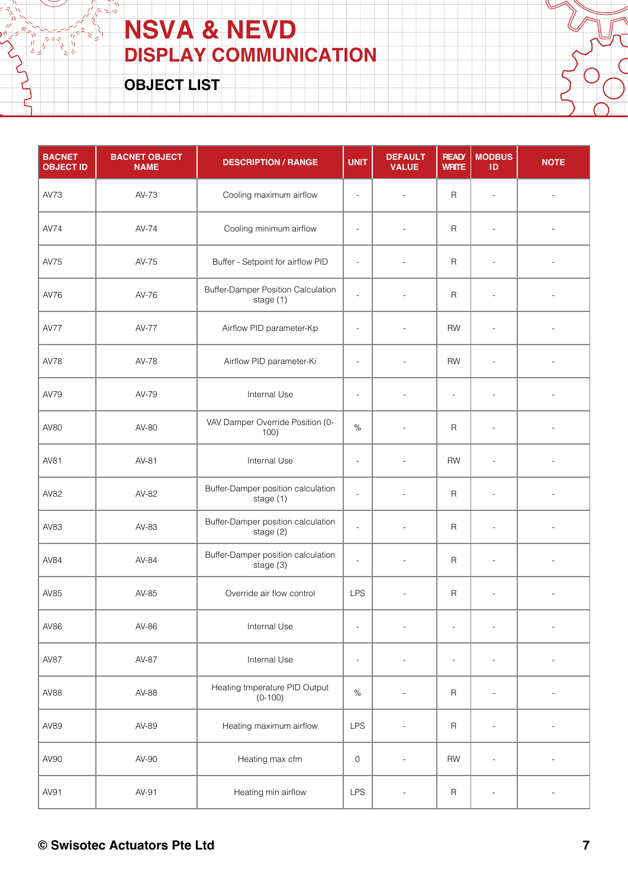# NSVA & NEVD
## DISPLAY COMMUNICATION

### OBJECT LIST

| BACNET OBJECT ID | BACNET OBJECT NAME | DESCRIPTION / RANGE | UNIT | DEFAULT VALUE | READ/ WRITE | MODBUS ID | NOTE |
|---|---|---|---|---|---|---|---|
| AV73 | AV-73 | Cooling maximum airflow | - | - | R | - | - |
| AV74 | AV-74 | Cooling minimum airflow | - | - | R | - | - |
| AV75 | AV-75 | Buffer - Setpoint for airflow PID | - | - | R | - | - |
| AV76 | AV-76 | Buffer-Damper Position Calculation stage (1) | - | - | R | - | - |
| AV77 | AV-77 | Airflow PID parameter-Kp | - | - | RW | - | - |
| AV78 | AV-78 | Airflow PID parameter-Ki | - | - | RW | - | - |
| AV79 | AV-79 | Internal Use | - | - | - | - | - |
| AV80 | AV-80 | VAV Damper Override Position (0-100) | % | - | R | - | - |
| AV81 | AV-81 | Internal Use | - | - | RW | - | - |
| AV82 | AV-82 | Buffer-Damper position calculation stage (1) | - | - | R | - | - |
| AV83 | AV-83 | Buffer-Damper position calculation stage (2) | - | - | R | - | - |
| AV84 | AV-84 | Buffer-Damper position calculation stage (3) | - | - | R | - | - |
| AV85 | AV-85 | Override air flow control | LPS | - | R | - | - |
| AV86 | AV-86 | Internal Use | - | - | - | - | - |
| AV87 | AV-87 | Internal Use | - | - | - | - | - |
| AV88 | AV-88 | Heating tmperature PID Output (0-100) | % | - | R | - | - |
| AV89 | AV-89 | Heating maximum airflow | LPS | - | R | - | - |
| AV90 | AV-90 | Heating max cfm | 0 | - | RW | - | - |
| AV91 | AV-91 | Heating min airflow | LPS | - | R | - | - |

**© Swisotec Actuators Pte Ltd**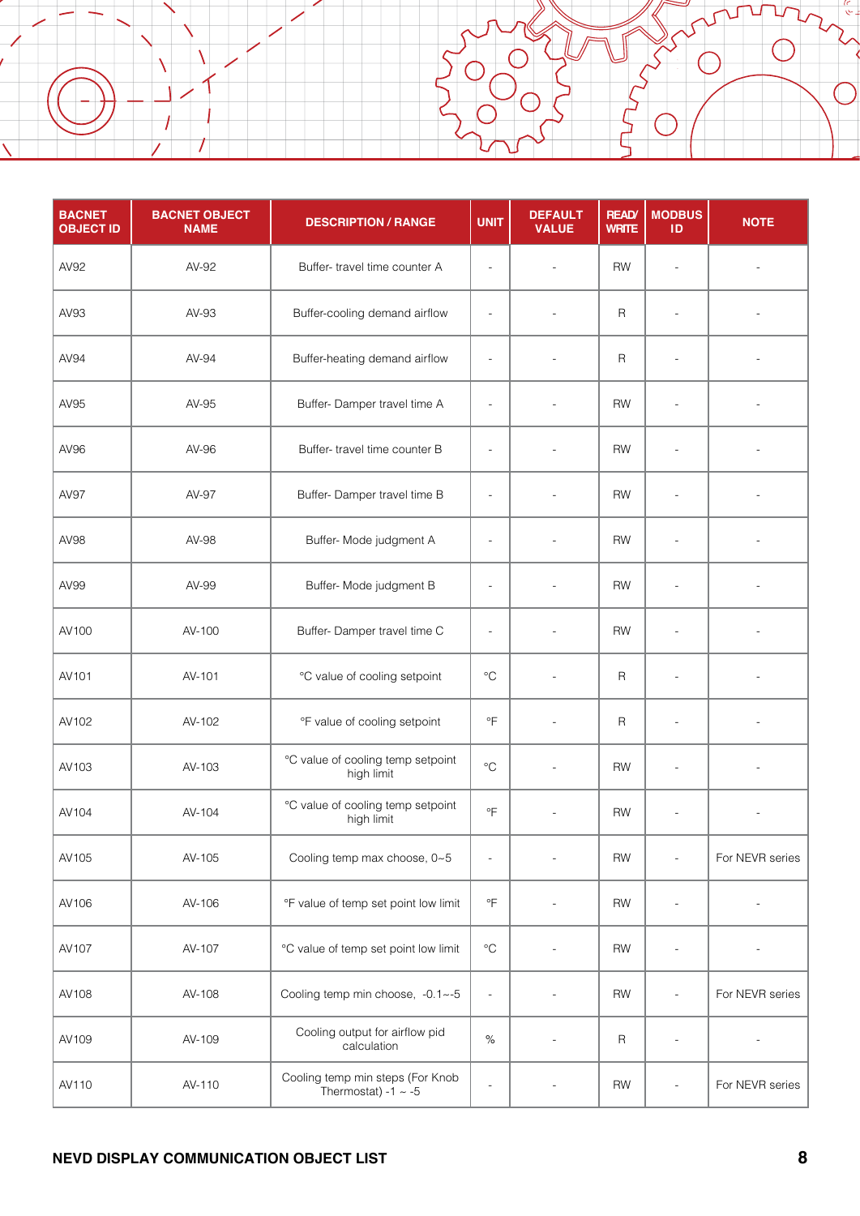| BACNET OBJECT ID | BACNET OBJECT NAME | DESCRIPTION / RANGE | UNIT | DEFAULT VALUE | READ/ WRITE | MODBUS ID | NOTE |
|---|---|---|---|---|---|---|---|
| AV92 | AV-92 | Buffer- travel time counter A | - | - | RW | - | - |
| AV93 | AV-93 | Buffer-cooling demand airflow | - | - | R | - | - |
| AV94 | AV-94 | Buffer-heating demand airflow | - | - | R | - | - |
| AV95 | AV-95 | Buffer- Damper travel time A | - | - | RW | - | - |
| AV96 | AV-96 | Buffer- travel time counter B | - | - | RW | - | - |
| AV97 | AV-97 | Buffer- Damper travel time B | - | - | RW | - | - |
| AV98 | AV-98 | Buffer- Mode judgment A | - | - | RW | - | - |
| AV99 | AV-99 | Buffer- Mode judgment B | - | - | RW | - | - |
| AV100 | AV-100 | Buffer- Damper travel time C | - | - | RW | - | - |
| AV101 | AV-101 | °C value of cooling setpoint | °C | - | R | - | - |
| AV102 | AV-102 | °F value of cooling setpoint | °F | - | R | - | - |
| AV103 | AV-103 | °C value of cooling temp setpoint high limit | °C | - | RW | - | - |
| AV104 | AV-104 | °C value of cooling temp setpoint high limit | °F | - | RW | - | - |
| AV105 | AV-105 | Cooling temp max choose, 0~5 | - | - | RW | - | For NEVR series |
| AV106 | AV-106 | °F value of temp set point low limit | °F | - | RW | - | - |
| AV107 | AV-107 | °C value of temp set point low limit | °C | - | RW | - | - |
| AV108 | AV-108 | Cooling temp min choose, -0.1~-5 | - | - | RW | - | For NEVR series |
| AV109 | AV-109 | Cooling output for airflow pid calculation | % | - | R | - | - |
| AV110 | AV-110 | Cooling temp min steps (For Knob Thermostat) -1 ~ -5 | - | - | RW | - | For NEVR series |

**NEVD DISPLAY COMMUNICATION OBJECT LIST**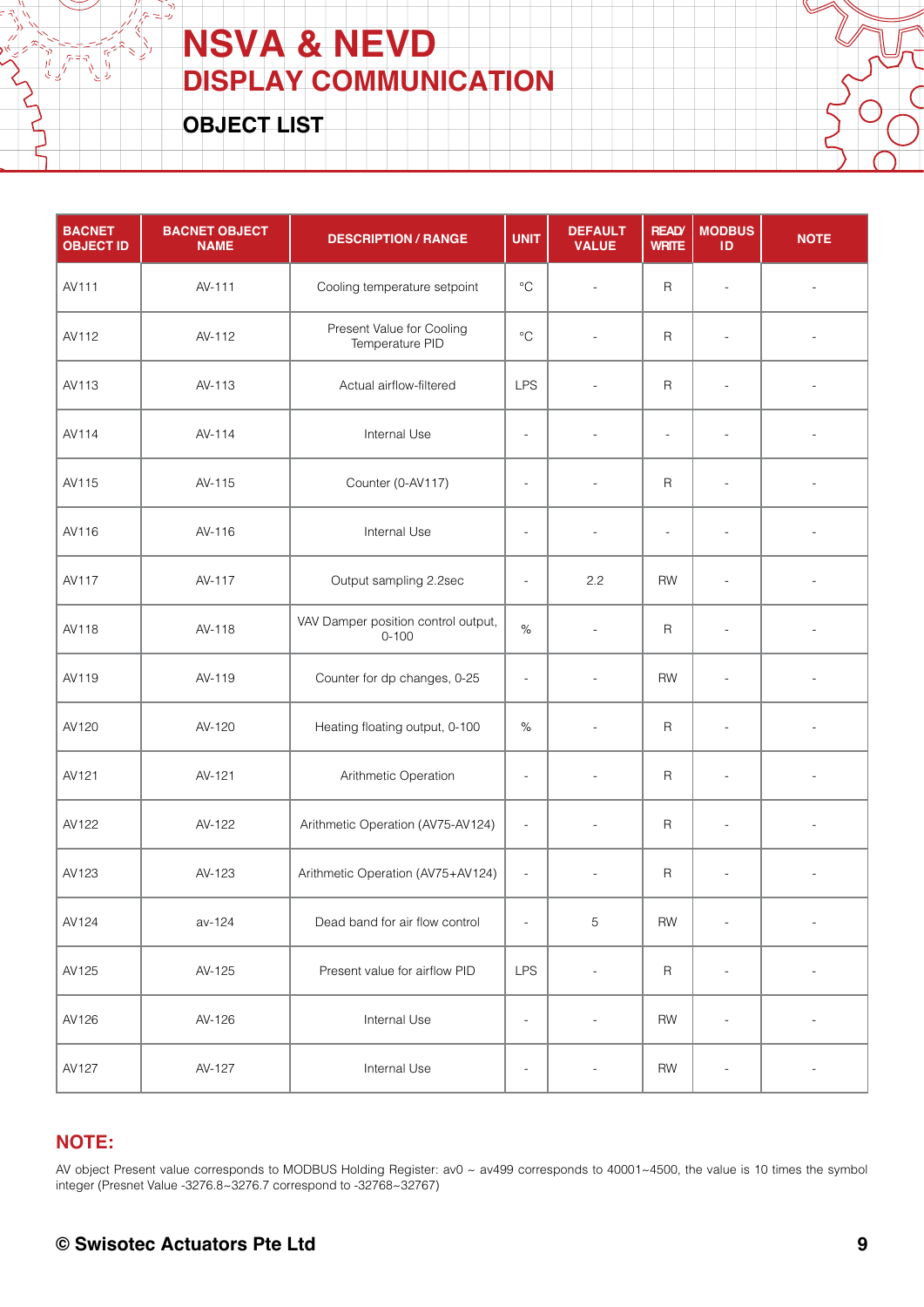# NSVA & NEVD
## DISPLAY COMMUNICATION

### OBJECT LIST

| BACNET OBJECT ID | BACNET OBJECT NAME | DESCRIPTION / RANGE | UNIT | DEFAULT VALUE | READ/ WRITE | MODBUS ID | NOTE |
|---|---|---|---|---|---|---|---|
| AV111 | AV-111 | Cooling temperature setpoint | °C | - | R | - | - |
| AV112 | AV-112 | Present Value for Cooling Temperature PID | °C | - | R | - | - |
| AV113 | AV-113 | Actual airflow-filtered | LPS | - | R | - | - |
| AV114 | AV-114 | Internal Use | - | - | - | - | - |
| AV115 | AV-115 | Counter (0-AV117) | - | - | R | - | - |
| AV116 | AV-116 | Internal Use | - | - | - | - | - |
| AV117 | AV-117 | Output sampling 2.2sec | - | 2.2 | RW | - | - |
| AV118 | AV-118 | VAV Damper position control output, 0-100 | % | - | R | - | - |
| AV119 | AV-119 | Counter for dp changes, 0-25 | - | - | RW | - | - |
| AV120 | AV-120 | Heating floating output, 0-100 | % | - | R | - | - |
| AV121 | AV-121 | Arithmetic Operation | - | - | R | - | - |
| AV122 | AV-122 | Arithmetic Operation (AV75-AV124) | - | - | R | - | - |
| AV123 | AV-123 | Arithmetic Operation (AV75+AV124) | - | - | R | - | - |
| AV124 | av-124 | Dead band for air flow control | - | 5 | RW | - | - |
| AV125 | AV-125 | Present value for airflow PID | LPS | - | R | - | - |
| AV126 | AV-126 | Internal Use | - | - | RW | - | - |
| AV127 | AV-127 | Internal Use | - | - | RW | - | - |

**NOTE:**

AV object Present value corresponds to MODBUS Holding Register: av0 ~ av499 corresponds to 40001~4500, the value is 10 times the symbol integer (Presnet Value -3276.8~3276.7 correspond to -32768~32767)

© Swisotec Actuators Pte Ltd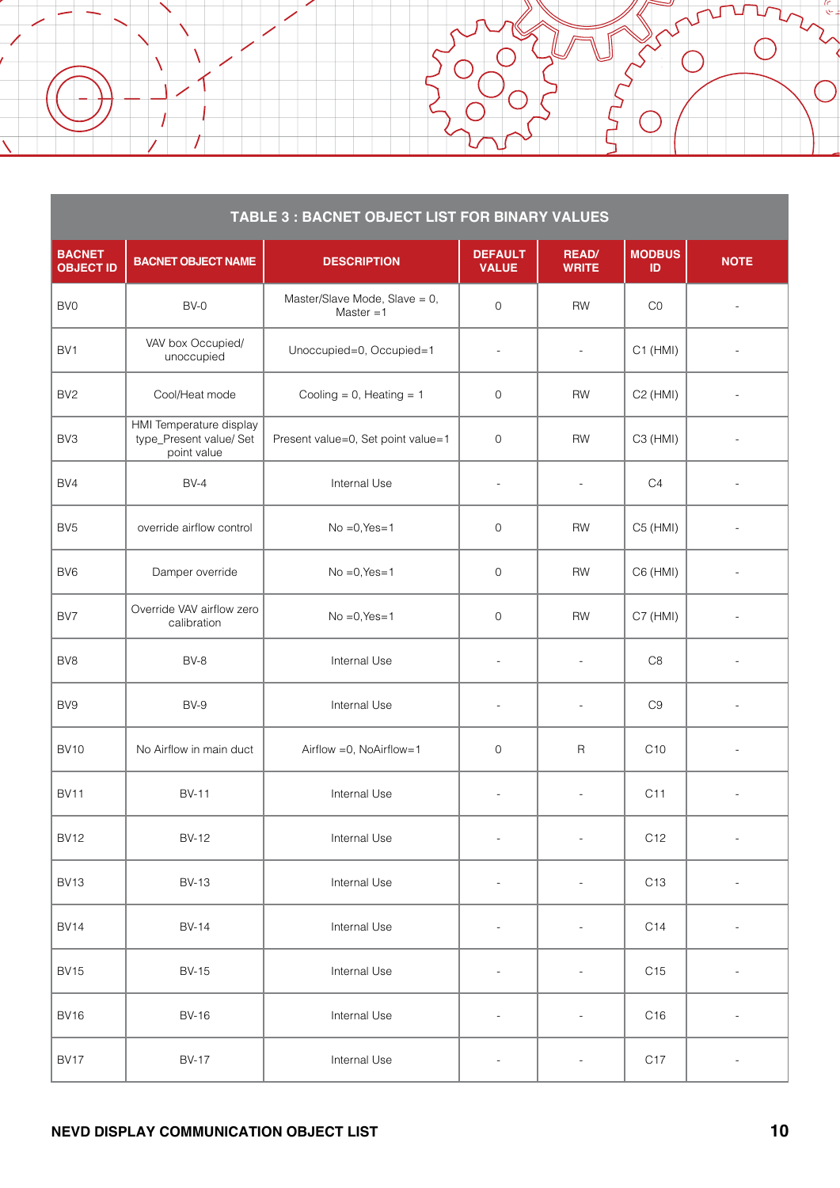| TABLE 3 : BACNET OBJECT LIST FOR BINARY VALUES | | | | | | |
|---|---|---|---|---|---|---|
| BACNET OBJECT ID | BACNET OBJECT NAME | DESCRIPTION | DEFAULT VALUE | READ/ WRITE | MODBUS ID | NOTE |
| BV0 | BV-0 | Master/Slave Mode, Slave = 0, Master =1 | 0 | RW | C0 | - |
| BV1 | VAV box Occupied/ unoccupied | Unoccupied=0, Occupied=1 | - | - | C1 (HMI) | - |
| BV2 | Cool/Heat mode | Cooling = 0, Heating = 1 | 0 | RW | C2 (HMI) | - |
| BV3 | HMI Temperature display type_Present value/ Set point value | Present value=0, Set point value=1 | 0 | RW | C3 (HMI) | - |
| BV4 | BV-4 | Internal Use | - | - | C4 | - |
| BV5 | override airflow control | No =0,Yes=1 | 0 | RW | C5 (HMI) | - |
| BV6 | Damper override | No =0,Yes=1 | 0 | RW | C6 (HMI) | - |
| BV7 | Override VAV airflow zero calibration | No =0,Yes=1 | 0 | RW | C7 (HMI) | - |
| BV8 | BV-8 | Internal Use | - | - | C8 | - |
| BV9 | BV-9 | Internal Use | - | - | C9 | - |
| BV10 | No Airflow in main duct | Airflow =0, NoAirflow=1 | 0 | R | C10 | - |
| BV11 | BV-11 | Internal Use | - | - | C11 | - |
| BV12 | BV-12 | Internal Use | - | - | C12 | - |
| BV13 | BV-13 | Internal Use | - | - | C13 | - |
| BV14 | BV-14 | Internal Use | - | - | C14 | - |
| BV15 | BV-15 | Internal Use | - | - | C15 | - |
| BV16 | BV-16 | Internal Use | - | - | C16 | - |
| BV17 | BV-17 | Internal Use | - | - | C17 | - |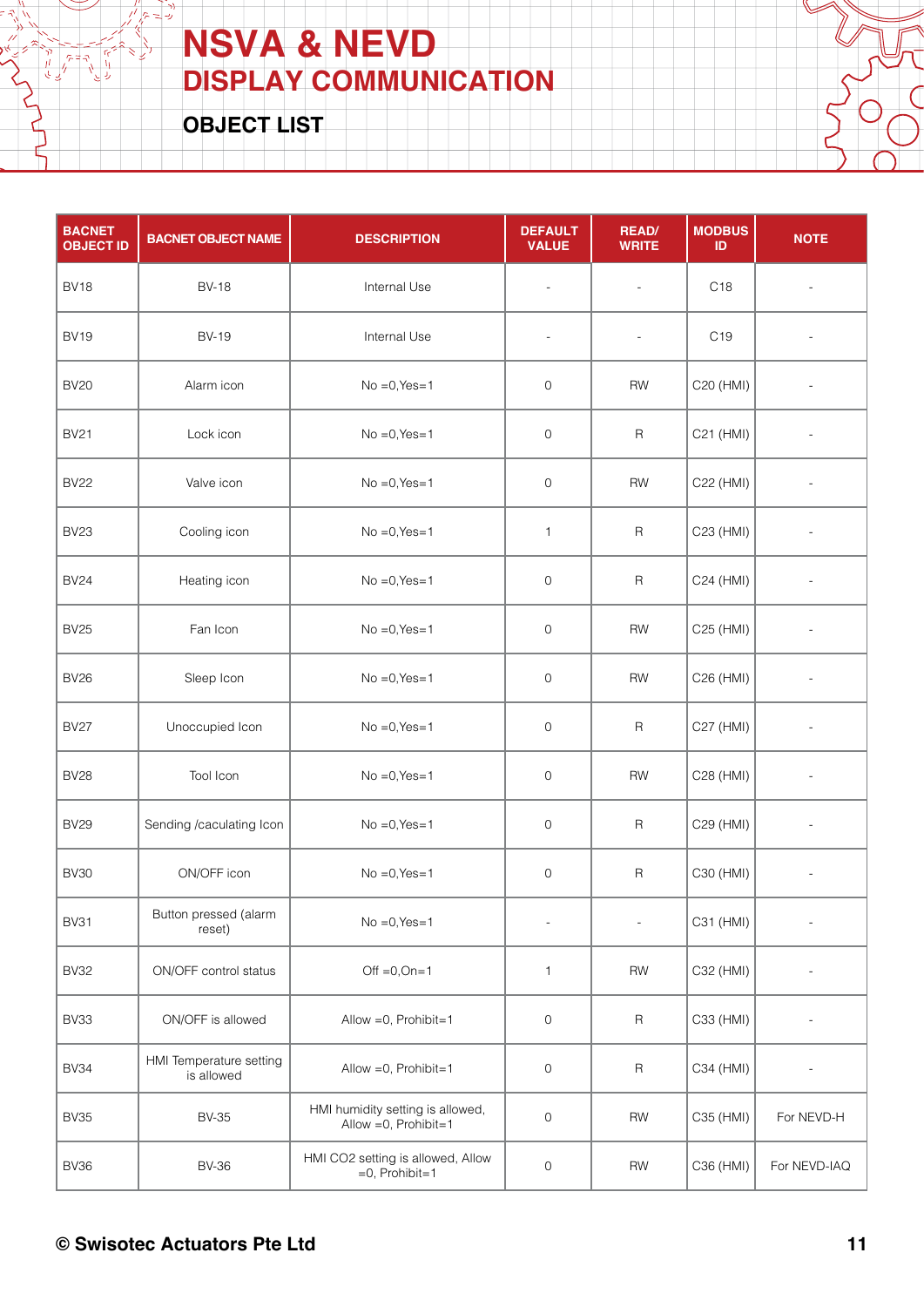# NSVA & NEVD
## DISPLAY COMMUNICATION

### OBJECT LIST

| BACNET OBJECT ID | BACNET OBJECT NAME | DESCRIPTION | DEFAULT VALUE | READ/ WRITE | MODBUS ID | NOTE |
|---|---|---|---|---|---|---|
| BV18 | BV-18 | Internal Use | - | - | C18 | - |
| BV19 | BV-19 | Internal Use | - | - | C19 | - |
| BV20 | Alarm icon | No =0,Yes=1 | 0 | RW | C20 (HMI) | - |
| BV21 | Lock icon | No =0,Yes=1 | 0 | R | C21 (HMI) | - |
| BV22 | Valve icon | No =0,Yes=1 | 0 | RW | C22 (HMI) | - |
| BV23 | Cooling icon | No =0,Yes=1 | 1 | R | C23 (HMI) | - |
| BV24 | Heating icon | No =0,Yes=1 | 0 | R | C24 (HMI) | - |
| BV25 | Fan Icon | No =0,Yes=1 | 0 | RW | C25 (HMI) | - |
| BV26 | Sleep Icon | No =0,Yes=1 | 0 | RW | C26 (HMI) | - |
| BV27 | Unoccupied Icon | No =0,Yes=1 | 0 | R | C27 (HMI) | - |
| BV28 | Tool Icon | No =0,Yes=1 | 0 | RW | C28 (HMI) | - |
| BV29 | Sending /caculating Icon | No =0,Yes=1 | 0 | R | C29 (HMI) | - |
| BV30 | ON/OFF icon | No =0,Yes=1 | 0 | R | C30 (HMI) | - |
| BV31 | Button pressed (alarm reset) | No =0,Yes=1 | - | - | C31 (HMI) | - |
| BV32 | ON/OFF control status | Off =0,On=1 | 1 | RW | C32 (HMI) | - |
| BV33 | ON/OFF is allowed | Allow =0, Prohibit=1 | 0 | R | C33 (HMI) | - |
| BV34 | HMI Temperature setting is allowed | Allow =0, Prohibit=1 | 0 | R | C34 (HMI) | - |
| BV35 | BV-35 | HMI humidity setting is allowed, Allow =0, Prohibit=1 | 0 | RW | C35 (HMI) | For NEVD-H |
| BV36 | BV-36 | HMI CO2 setting is allowed, Allow =0, Prohibit=1 | 0 | RW | C36 (HMI) | For NEVD-IAQ |

© Swisotec Actuators Pte Ltd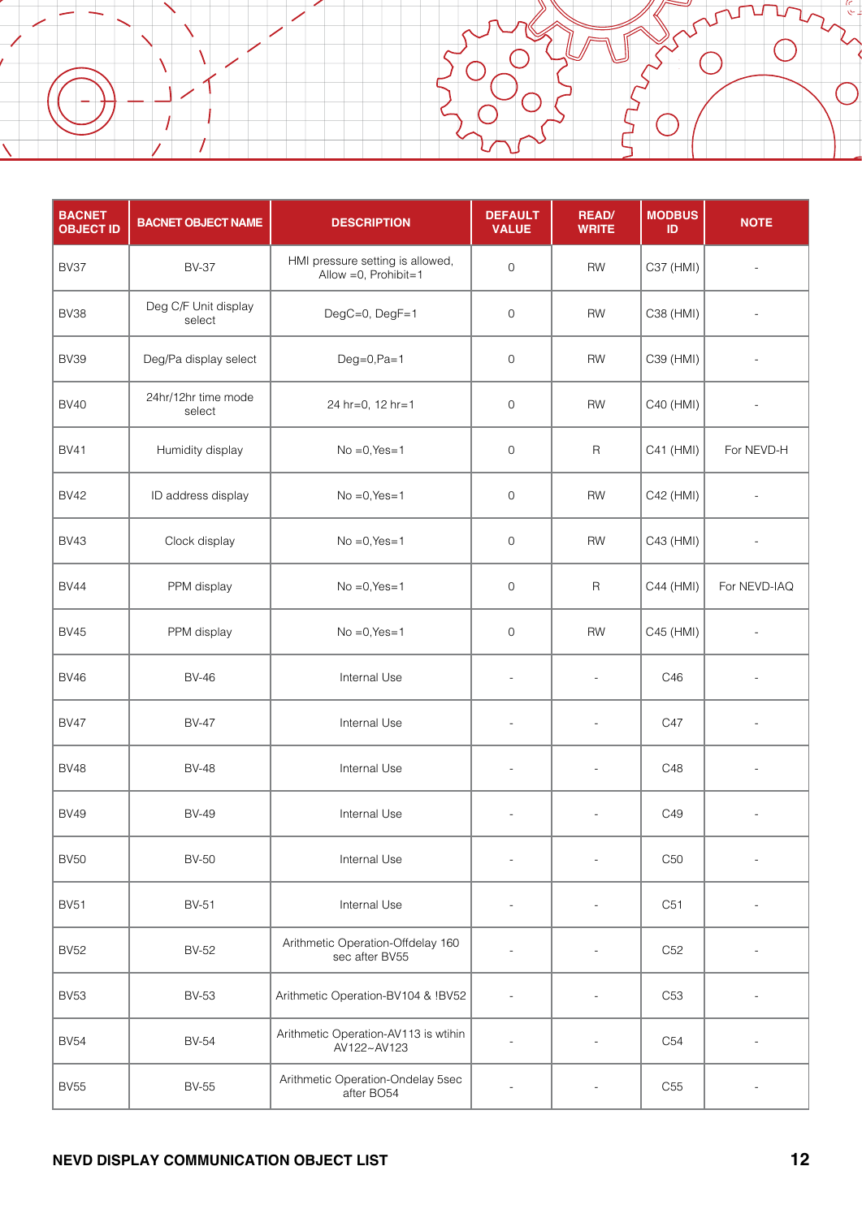| BACNET OBJECT ID | BACNET OBJECT NAME | DESCRIPTION | DEFAULT VALUE | READ/ WRITE | MODBUS ID | NOTE |
|---|---|---|---|---|---|---|
| BV37 | BV-37 | HMI pressure setting is allowed, Allow =0, Prohibit=1 | 0 | RW | C37 (HMI) | - |
| BV38 | Deg C/F Unit display select | DegC=0, DegF=1 | 0 | RW | C38 (HMI) | - |
| BV39 | Deg/Pa display select | Deg=0,Pa=1 | 0 | RW | C39 (HMI) | - |
| BV40 | 24hr/12hr time mode select | 24 hr=0, 12 hr=1 | 0 | RW | C40 (HMI) | - |
| BV41 | Humidity display | No =0,Yes=1 | 0 | R | C41 (HMI) | For NEVD-H |
| BV42 | ID address display | No =0,Yes=1 | 0 | RW | C42 (HMI) | - |
| BV43 | Clock display | No =0,Yes=1 | 0 | RW | C43 (HMI) | - |
| BV44 | PPM display | No =0,Yes=1 | 0 | R | C44 (HMI) | For NEVD-IAQ |
| BV45 | PPM display | No =0,Yes=1 | 0 | RW | C45 (HMI) | - |
| BV46 | BV-46 | Internal Use | - | - | C46 | - |
| BV47 | BV-47 | Internal Use | - | - | C47 | - |
| BV48 | BV-48 | Internal Use | - | - | C48 | - |
| BV49 | BV-49 | Internal Use | - | - | C49 | - |
| BV50 | BV-50 | Internal Use | - | - | C50 | - |
| BV51 | BV-51 | Internal Use | - | - | C51 | - |
| BV52 | BV-52 | Arithmetic Operation-Offdelay 160 sec after BV55 | - | - | C52 | - |
| BV53 | BV-53 | Arithmetic Operation-BV104 & !BV52 | - | - | C53 | - |
| BV54 | BV-54 | Arithmetic Operation-AV113 is wtihin AV122~AV123 | - | - | C54 | - |
| BV55 | BV-55 | Arithmetic Operation-Ondelay 5sec after BO54 | - | - | C55 | - |

**NEVD DISPLAY COMMUNICATION OBJECT LIST**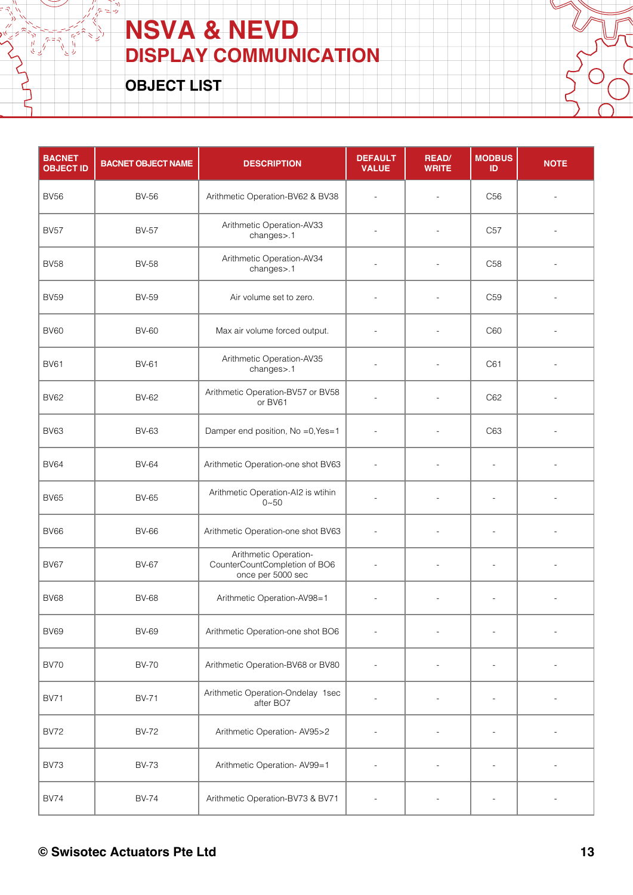# NSVA & NEVD
## DISPLAY COMMUNICATION
### OBJECT LIST

| BACNET OBJECT ID | BACNET OBJECT NAME | DESCRIPTION | DEFAULT VALUE | READ/ WRITE | MODBUS ID | NOTE |
|---|---|---|---|---|---|---|
| BV56 | BV-56 | Arithmetic Operation-BV62 & BV38 | - | - | C56 | - |
| BV57 | BV-57 | Arithmetic Operation-AV33 changes>.1 | - | - | C57 | - |
| BV58 | BV-58 | Arithmetic Operation-AV34 changes>.1 | - | - | C58 | - |
| BV59 | BV-59 | Air volume set to zero. | - | - | C59 | - |
| BV60 | BV-60 | Max air volume forced output. | - | - | C60 | - |
| BV61 | BV-61 | Arithmetic Operation-AV35 changes>.1 | - | - | C61 | - |
| BV62 | BV-62 | Arithmetic Operation-BV57 or BV58 or BV61 | - | - | C62 | - |
| BV63 | BV-63 | Damper end position, No =0,Yes=1 | - | - | C63 | - |
| BV64 | BV-64 | Arithmetic Operation-one shot BV63 | - | - | - | - |
| BV65 | BV-65 | Arithmetic Operation-AI2 is wtihin 0~50 | - | - | - | - |
| BV66 | BV-66 | Arithmetic Operation-one shot BV63 | - | - | - | - |
| BV67 | BV-67 | Arithmetic Operation-CounterCountCompletion of BO6 once per 5000 sec | - | - | - | - |
| BV68 | BV-68 | Arithmetic Operation-AV98=1 | - | - | - | - |
| BV69 | BV-69 | Arithmetic Operation-one shot BO6 | - | - | - | - |
| BV70 | BV-70 | Arithmetic Operation-BV68 or BV80 | - | - | - | - |
| BV71 | BV-71 | Arithmetic Operation-Ondelay 1sec after BO7 | - | - | - | - |
| BV72 | BV-72 | Arithmetic Operation- AV95>2 | - | - | - | - |
| BV73 | BV-73 | Arithmetic Operation- AV99=1 | - | - | - | - |
| BV74 | BV-74 | Arithmetic Operation-BV73 & BV71 | - | - | - | - |

© Swisotec Actuators Pte Ltd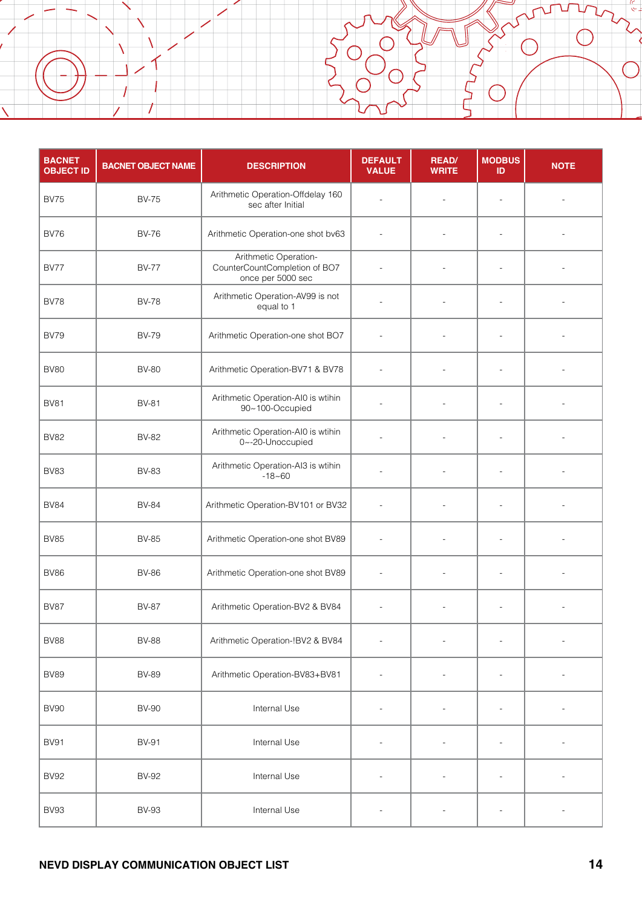| BACNET OBJECT ID | BACNET OBJECT NAME | DESCRIPTION | DEFAULT VALUE | READ/ WRITE | MODBUS ID | NOTE |
|---|---|---|---|---|---|---|
| BV75 | BV-75 | Arithmetic Operation-Offdelay 160 sec after Initial | - | - | - | - |
| BV76 | BV-76 | Arithmetic Operation-one shot bv63 | - | - | - | - |
| BV77 | BV-77 | Arithmetic Operation-CounterCountCompletion of BO7 once per 5000 sec | - | - | - | - |
| BV78 | BV-78 | Arithmetic Operation-AV99 is not equal to 1 | - | - | - | - |
| BV79 | BV-79 | Arithmetic Operation-one shot BO7 | - | - | - | - |
| BV80 | BV-80 | Arithmetic Operation-BV71 & BV78 | - | - | - | - |
| BV81 | BV-81 | Arithmetic Operation-AI0 is wtihin 90~100-Occupied | - | - | - | - |
| BV82 | BV-82 | Arithmetic Operation-AI0 is wtihin 0~-20-Unoccupied | - | - | - | - |
| BV83 | BV-83 | Arithmetic Operation-AI3 is wtihin -18~60 | - | - | - | - |
| BV84 | BV-84 | Arithmetic Operation-BV101 or BV32 | - | - | - | - |
| BV85 | BV-85 | Arithmetic Operation-one shot BV89 | - | - | - | - |
| BV86 | BV-86 | Arithmetic Operation-one shot BV89 | - | - | - | - |
| BV87 | BV-87 | Arithmetic Operation-BV2 & BV84 | - | - | - | - |
| BV88 | BV-88 | Arithmetic Operation-!BV2 & BV84 | - | - | - | - |
| BV89 | BV-89 | Arithmetic Operation-BV83+BV81 | - | - | - | - |
| BV90 | BV-90 | Internal Use | - | - | - | - |
| BV91 | BV-91 | Internal Use | - | - | - | - |
| BV92 | BV-92 | Internal Use | - | - | - | - |
| BV93 | BV-93 | Internal Use | - | - | - | - |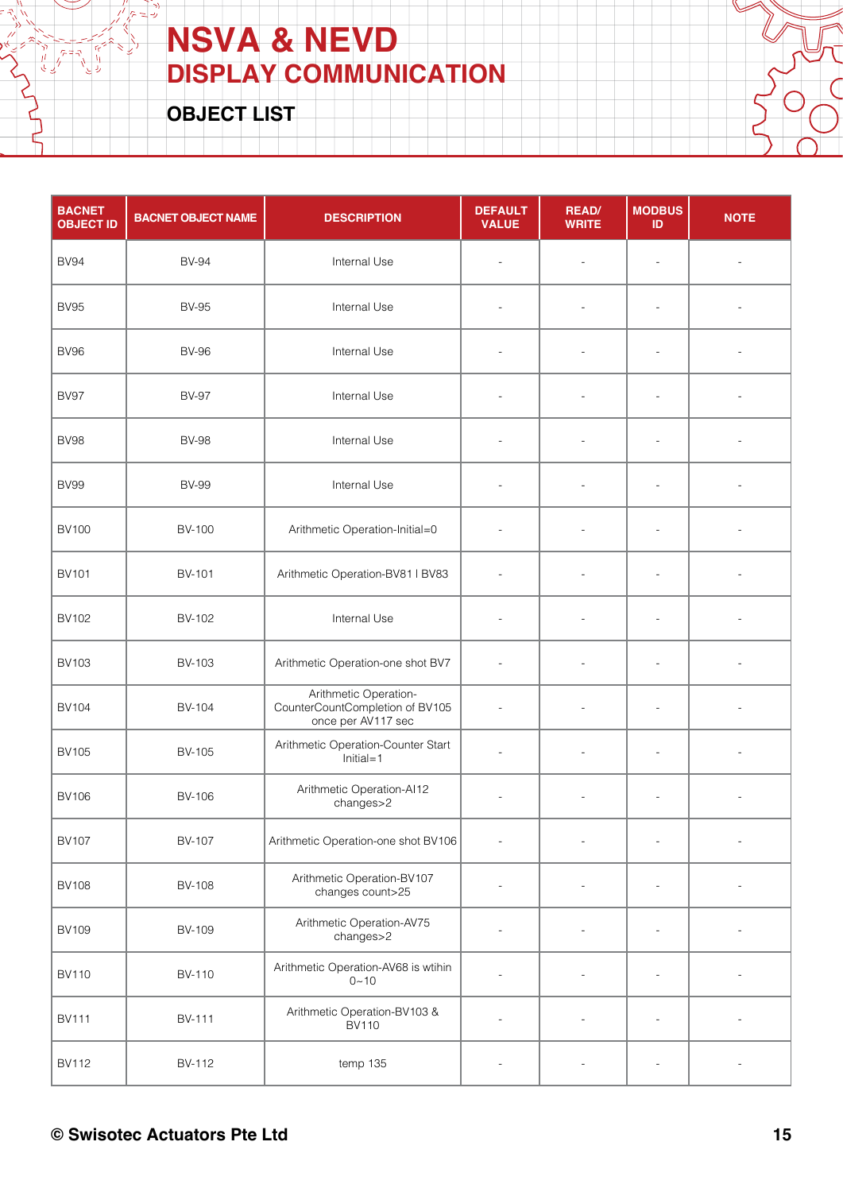# NSVA & NEVD
## DISPLAY COMMUNICATION

### OBJECT LIST

| BACNET OBJECT ID | BACNET OBJECT NAME | DESCRIPTION | DEFAULT VALUE | READ/ WRITE | MODBUS ID | NOTE |
|---|---|---|---|---|---|---|
| BV94 | BV-94 | Internal Use | - | - | - | - |
| BV95 | BV-95 | Internal Use | - | - | - | - |
| BV96 | BV-96 | Internal Use | - | - | - | - |
| BV97 | BV-97 | Internal Use | - | - | - | - |
| BV98 | BV-98 | Internal Use | - | - | - | - |
| BV99 | BV-99 | Internal Use | - | - | - | - |
| BV100 | BV-100 | Arithmetic Operation-Initial=0 | - | - | - | - |
| BV101 | BV-101 | Arithmetic Operation-BV81 I BV83 | - | - | - | - |
| BV102 | BV-102 | Internal Use | - | - | - | - |
| BV103 | BV-103 | Arithmetic Operation-one shot BV7 | - | - | - | - |
| BV104 | BV-104 | Arithmetic Operation-CounterCountCompletion of BV105 once per AV117 sec | - | - | - | - |
| BV105 | BV-105 | Arithmetic Operation-Counter Start Initial=1 | - | - | - | - |
| BV106 | BV-106 | Arithmetic Operation-AI12 changes>2 | - | - | - | - |
| BV107 | BV-107 | Arithmetic Operation-one shot BV106 | - | - | - | - |
| BV108 | BV-108 | Arithmetic Operation-BV107 changes count>25 | - | - | - | - |
| BV109 | BV-109 | Arithmetic Operation-AV75 changes>2 | - | - | - | - |
| BV110 | BV-110 | Arithmetic Operation-AV68 is wtihin 0~10 | - | - | - | - |
| BV111 | BV-111 | Arithmetic Operation-BV103 & BV110 | - | - | - | - |
| BV112 | BV-112 | temp 135 | - | - | - | - |

© Swisotec Actuators Pte Ltd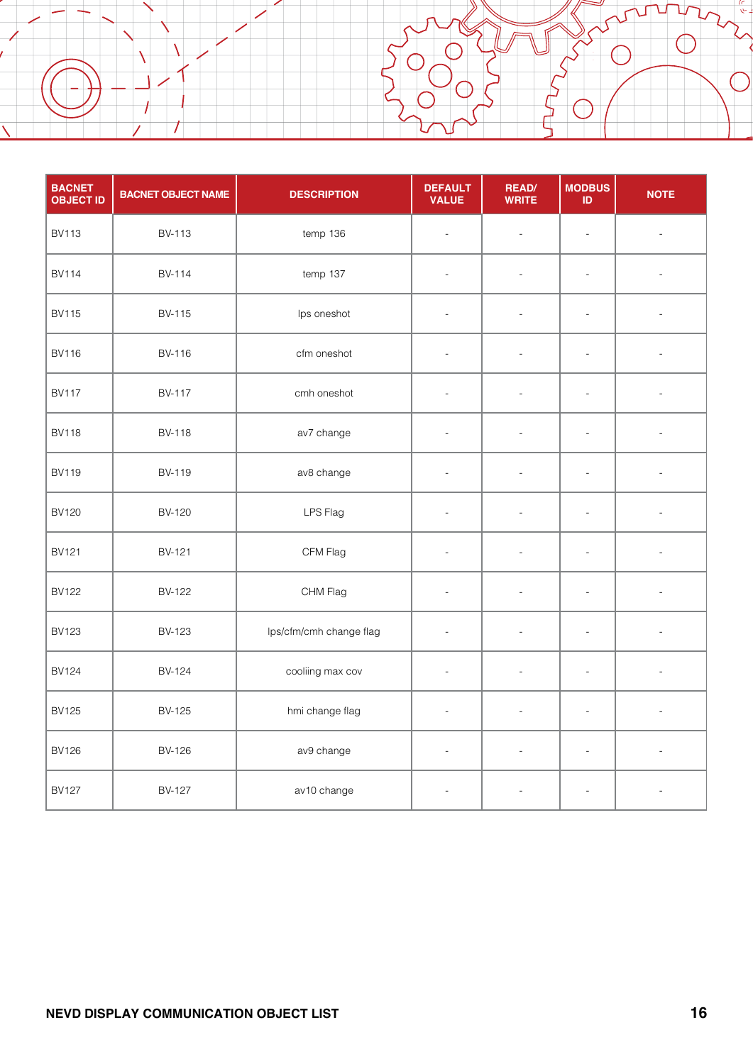| BACNET OBJECT ID | BACNET OBJECT NAME | DESCRIPTION | DEFAULT VALUE | READ/ WRITE | MODBUS ID | NOTE |
|---|---|---|---|---|---|---|
| BV113 | BV-113 | temp 136 | - | - | - | - |
| BV114 | BV-114 | temp 137 | - | - | - | - |
| BV115 | BV-115 | lps oneshot | - | - | - | - |
| BV116 | BV-116 | cfm oneshot | - | - | - | - |
| BV117 | BV-117 | cmh oneshot | - | - | - | - |
| BV118 | BV-118 | av7 change | - | - | - | - |
| BV119 | BV-119 | av8 change | - | - | - | - |
| BV120 | BV-120 | LPS Flag | - | - | - | - |
| BV121 | BV-121 | CFM Flag | - | - | - | - |
| BV122 | BV-122 | CHM Flag | - | - | - | - |
| BV123 | BV-123 | lps/cfm/cmh change flag | - | - | - | - |
| BV124 | BV-124 | cooliing max cov | - | - | - | - |
| BV125 | BV-125 | hmi change flag | - | - | - | - |
| BV126 | BV-126 | av9 change | - | - | - | - |
| BV127 | BV-127 | av10 change | - | - | - | - |